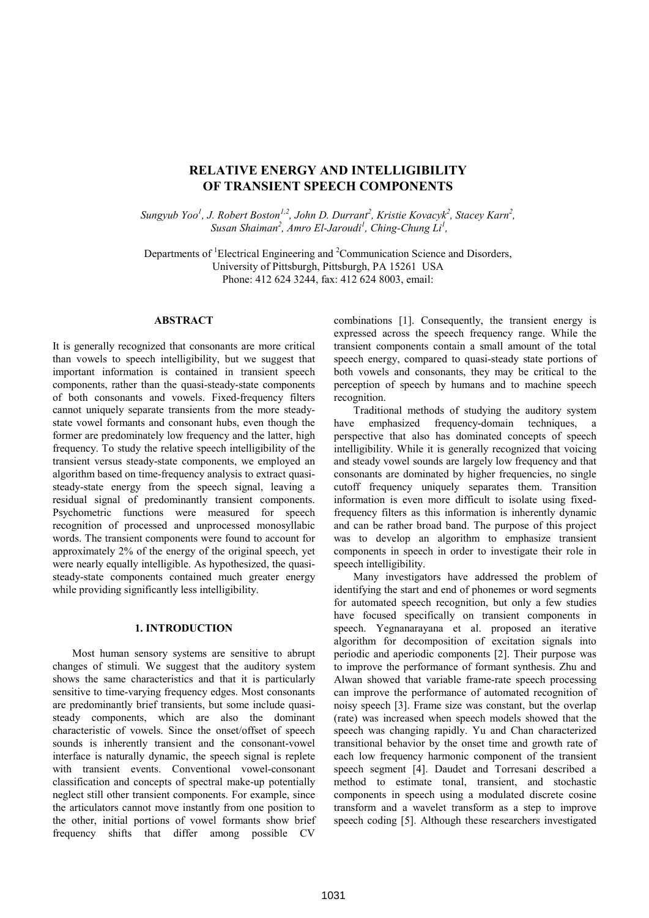# RELATIVE ENERGY AND INTELLIGIBILITY OF TRANSIENT SPEECH COMPONENTS

*Sungyub Yoo[1], J. Robert Boston[1,2], John D. Durrant[2], Kristie Kovacyk[2], Stacey Karn[2], Susan Shaiman[2], Amro El-Jaroudi[1], Ching-Chung Li[1],*

Departments of [1]Electrical Engineering and [2]Communication Science and Disorders,
University of Pittsburgh, Pittsburgh, PA 15261 USA
Phone: 412 624 3244, fax: 412 624 8003, email:

## ABSTRACT

It is generally recognized that consonants are more critical than vowels to speech intelligibility, but we suggest that important information is contained in transient speech components, rather than the quasi-steady-state components of both consonants and vowels. Fixed-frequency filters cannot uniquely separate transients from the more steady-state vowel formants and consonant hubs, even though the former are predominately low frequency and the latter, high frequency. To study the relative speech intelligibility of the transient versus steady-state components, we employed an algorithm based on time-frequency analysis to extract quasi-steady-state energy from the speech signal, leaving a residual signal of predominantly transient components. Psychometric functions were measured for speech recognition of processed and unprocessed monosyllabic words. The transient components were found to account for approximately 2% of the energy of the original speech, yet were nearly equally intelligible. As hypothesized, the quasi-steady-state components contained much greater energy while providing significantly less intelligibility.

## 1. INTRODUCTION

Most human sensory systems are sensitive to abrupt changes of stimuli. We suggest that the auditory system shows the same characteristics and that it is particularly sensitive to time-varying frequency edges. Most consonants are predominantly brief transients, but some include quasi-steady components, which are also the dominant characteristic of vowels. Since the onset/offset of speech sounds is inherently transient and the consonant-vowel interface is naturally dynamic, the speech signal is replete with transient events. Conventional vowel-consonant classification and concepts of spectral make-up potentially neglect still other transient components. For example, since the articulators cannot move instantly from one position to the other, initial portions of vowel formants show brief frequency shifts that differ among possible CV combinations [1]. Consequently, the transient energy is expressed across the speech frequency range. While the transient components contain a small amount of the total speech energy, compared to quasi-steady state portions of both vowels and consonants, they may be critical to the perception of speech by humans and to machine speech recognition.

Traditional methods of studying the auditory system have emphasized frequency-domain techniques, a perspective that also has dominated concepts of speech intelligibility. While it is generally recognized that voicing and steady vowel sounds are largely low frequency and that consonants are dominated by higher frequencies, no single cutoff frequency uniquely separates them. Transition information is even more difficult to isolate using fixed-frequency filters as this information is inherently dynamic and can be rather broad band. The purpose of this project was to develop an algorithm to emphasize transient components in speech in order to investigate their role in speech intelligibility.

Many investigators have addressed the problem of identifying the start and end of phonemes or word segments for automated speech recognition, but only a few studies have focused specifically on transient components in speech. Yegnanarayana et al. proposed an iterative algorithm for decomposition of excitation signals into periodic and aperiodic components [2]. Their purpose was to improve the performance of formant synthesis. Zhu and Alwan showed that variable frame-rate speech processing can improve the performance of automated recognition of noisy speech [3]. Frame size was constant, but the overlap (rate) was increased when speech models showed that the speech was changing rapidly. Yu and Chan characterized transitional behavior by the onset time and growth rate of each low frequency harmonic component of the transient speech segment [4]. Daudet and Torresani described a method to estimate tonal, transient, and stochastic components in speech using a modulated discrete cosine transform and a wavelet transform as a step to improve speech coding [5]. Although these researchers investigated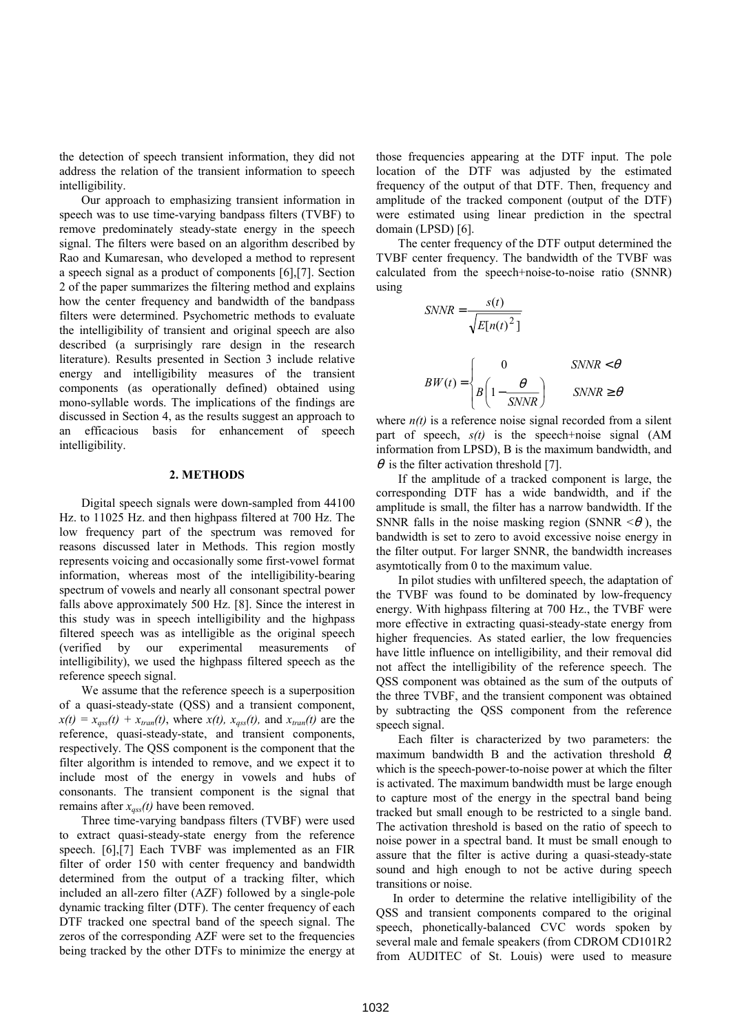the detection of speech transient information, they did not address the relation of the transient information to speech intelligibility.

Our approach to emphasizing transient information in speech was to use time-varying bandpass filters (TVBF) to remove predominately steady-state energy in the speech signal. The filters were based on an algorithm described by Rao and Kumaresan, who developed a method to represent a speech signal as a product of components [6],[7]. Section 2 of the paper summarizes the filtering method and explains how the center frequency and bandwidth of the bandpass filters were determined. Psychometric methods to evaluate the intelligibility of transient and original speech are also described (a surprisingly rare design in the research literature). Results presented in Section 3 include relative energy and intelligibility measures of the transient components (as operationally defined) obtained using mono-syllable words. The implications of the findings are discussed in Section 4, as the results suggest an approach to an efficacious basis for enhancement of speech intelligibility.

## 2. METHODS

Digital speech signals were down-sampled from 44100 Hz. to 11025 Hz. and then highpass filtered at 700 Hz. The low frequency part of the spectrum was removed for reasons discussed later in Methods. This region mostly represents voicing and occasionally some first-vowel format information, whereas most of the intelligibility-bearing spectrum of vowels and nearly all consonant spectral power falls above approximately 500 Hz. [8]. Since the interest in this study was in speech intelligibility and the highpass filtered speech was as intelligible as the original speech (verified by our experimental measurements of intelligibility), we used the highpass filtered speech as the reference speech signal.

We assume that the reference speech is a superposition of a quasi-steady-state (QSS) and a transient component, $x(t) = x_{qss}(t) + x_{tran}(t)$, where $x(t)$, $x_{qss}(t)$, and $x_{tran}(t)$ are the reference, quasi-steady-state, and transient components, respectively. The QSS component is the component that the filter algorithm is intended to remove, and we expect it to include most of the energy in vowels and hubs of consonants. The transient component is the signal that remains after $x_{qss}(t)$ have been removed.

Three time-varying bandpass filters (TVBF) were used to extract quasi-steady-state energy from the reference speech. [6],[7] Each TVBF was implemented as an FIR filter of order 150 with center frequency and bandwidth determined from the output of a tracking filter, which included an all-zero filter (AZF) followed by a single-pole dynamic tracking filter (DTF). The center frequency of each DTF tracked one spectral band of the speech signal. The zeros of the corresponding AZF were set to the frequencies being tracked by the other DTFs to minimize the energy at those frequencies appearing at the DTF input. The pole location of the DTF was adjusted by the estimated frequency of the output of that DTF. Then, frequency and amplitude of the tracked component (output of the DTF) were estimated using linear prediction in the spectral domain (LPSD) [6].

The center frequency of the DTF output determined the TVBF center frequency. The bandwidth of the TVBF was calculated from the speech+noise-to-noise ratio (SNNR) using

$$SNNR = \frac{s(t)}{\sqrt{E[n(t)^2]}}$$

$$BW(t) = \begin{cases} 0 & SNNR < \theta \\ B\left(1 - \dfrac{\theta}{SNNR}\right) & SNNR \geq \theta \end{cases}$$

where $n(t)$ is a reference noise signal recorded from a silent part of speech, $s(t)$ is the speech+noise signal (AM information from LPSD), B is the maximum bandwidth, and $\theta$ is the filter activation threshold [7].

If the amplitude of a tracked component is large, the corresponding DTF has a wide bandwidth, and if the amplitude is small, the filter has a narrow bandwidth. If the SNNR falls in the noise masking region (SNNR $<\theta$), the bandwidth is set to zero to avoid excessive noise energy in the filter output. For larger SNNR, the bandwidth increases asymtotically from 0 to the maximum value.

In pilot studies with unfiltered speech, the adaptation of the TVBF was found to be dominated by low-frequency energy. With highpass filtering at 700 Hz., the TVBF were more effective in extracting quasi-steady-state energy from higher frequencies. As stated earlier, the low frequencies have little influence on intelligibility, and their removal did not affect the intelligibility of the reference speech. The QSS component was obtained as the sum of the outputs of the three TVBF, and the transient component was obtained by subtracting the QSS component from the reference speech signal.

Each filter is characterized by two parameters: the maximum bandwidth B and the activation threshold $\theta$, which is the speech-power-to-noise power at which the filter is activated. The maximum bandwidth must be large enough to capture most of the energy in the spectral band being tracked but small enough to be restricted to a single band. The activation threshold is based on the ratio of speech to noise power in a spectral band. It must be small enough to assure that the filter is active during a quasi-steady-state sound and high enough to not be active during speech transitions or noise.

In order to determine the relative intelligibility of the QSS and transient components compared to the original speech, phonetically-balanced CVC words spoken by several male and female speakers (from CDROM CD101R2 from AUDITEC of St. Louis) were used to measure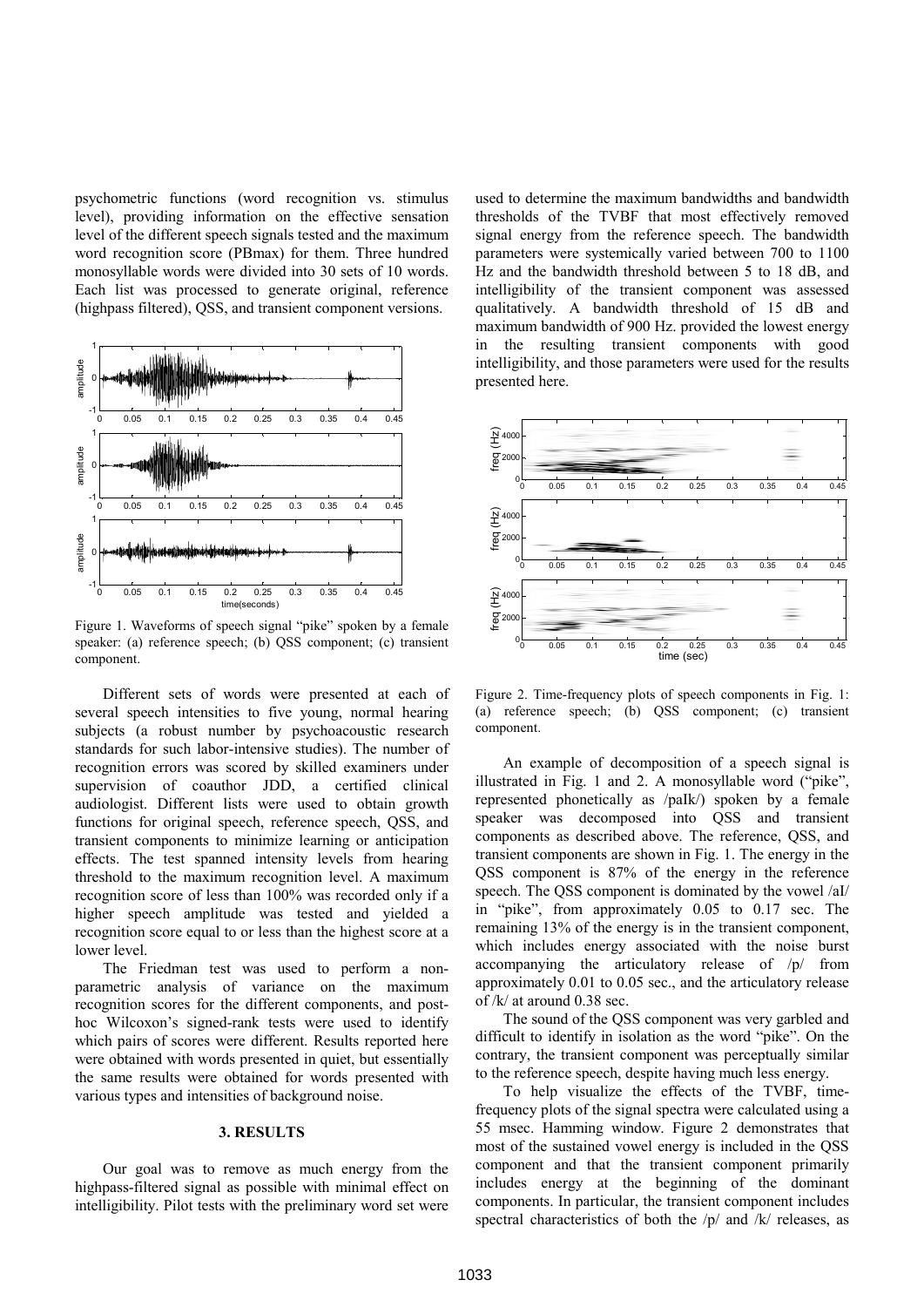psychometric functions (word recognition vs. stimulus level), providing information on the effective sensation level of the different speech signals tested and the maximum word recognition score (PBmax) for them. Three hundred monosyllable words were divided into 30 sets of 10 words. Each list was processed to generate original, reference (highpass filtered), QSS, and transient component versions.

Figure 1. Waveforms of speech signal "pike" spoken by a female speaker: (a) reference speech; (b) QSS component; (c) transient component.

Different sets of words were presented at each of several speech intensities to five young, normal hearing subjects (a robust number by psychoacoustic research standards for such labor-intensive studies). The number of recognition errors was scored by skilled examiners under supervision of coauthor JDD, a certified clinical audiologist. Different lists were used to obtain growth functions for original speech, reference speech, QSS, and transient components to minimize learning or anticipation effects. The test spanned intensity levels from hearing threshold to the maximum recognition level. A maximum recognition score of less than 100% was recorded only if a higher speech amplitude was tested and yielded a recognition score equal to or less than the highest score at a lower level.

The Friedman test was used to perform a non-parametric analysis of variance on the maximum recognition scores for the different components, and post-hoc Wilcoxon's signed-rank tests were used to identify which pairs of scores were different. Results reported here were obtained with words presented in quiet, but essentially the same results were obtained for words presented with various types and intensities of background noise.

## 3. RESULTS

Our goal was to remove as much energy from the highpass-filtered signal as possible with minimal effect on intelligibility. Pilot tests with the preliminary word set were used to determine the maximum bandwidths and bandwidth thresholds of the TVBF that most effectively removed signal energy from the reference speech. The bandwidth parameters were systemically varied between 700 to 1100 Hz and the bandwidth threshold between 5 to 18 dB, and intelligibility of the transient component was assessed qualitatively. A bandwidth threshold of 15 dB and maximum bandwidth of 900 Hz. provided the lowest energy in the resulting transient components with good intelligibility, and those parameters were used for the results presented here.

Figure 2. Time-frequency plots of speech components in Fig. 1: (a) reference speech; (b) QSS component; (c) transient component.

An example of decomposition of a speech signal is illustrated in Fig. 1 and 2. A monosyllable word ("pike", represented phonetically as /paIk/) spoken by a female speaker was decomposed into QSS and transient components as described above. The reference, QSS, and transient components are shown in Fig. 1. The energy in the QSS component is 87% of the energy in the reference speech. The QSS component is dominated by the vowel /aI/ in "pike", from approximately 0.05 to 0.17 sec. The remaining 13% of the energy is in the transient component, which includes energy associated with the noise burst accompanying the articulatory release of /p/ from approximately 0.01 to 0.05 sec., and the articulatory release of /k/ at around 0.38 sec.

The sound of the QSS component was very garbled and difficult to identify in isolation as the word "pike". On the contrary, the transient component was perceptually similar to the reference speech, despite having much less energy.

To help visualize the effects of the TVBF, time-frequency plots of the signal spectra were calculated using a 55 msec. Hamming window. Figure 2 demonstrates that most of the sustained vowel energy is included in the QSS component and that the transient component primarily includes energy at the beginning of the dominant components. In particular, the transient component includes spectral characteristics of both the /p/ and /k/ releases, as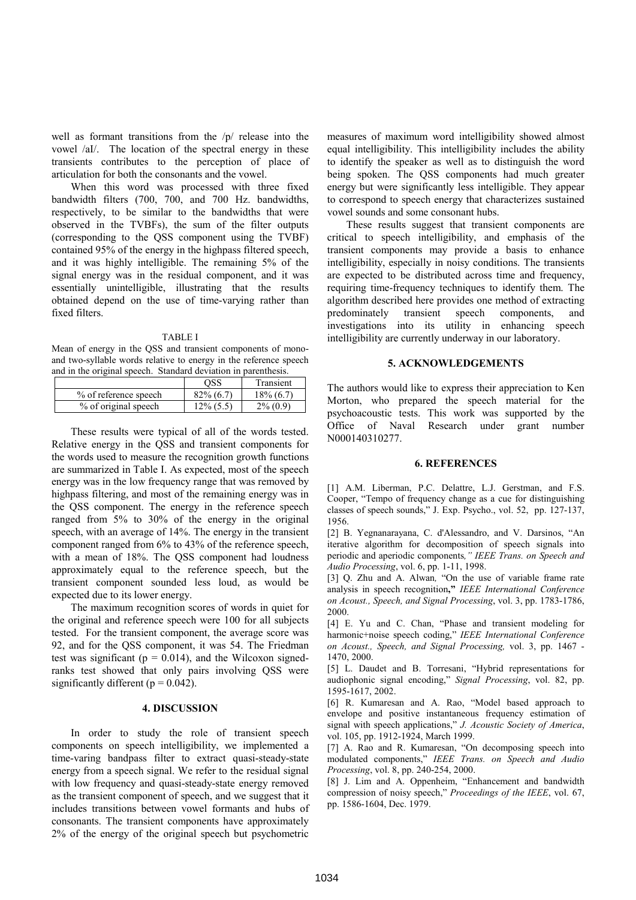well as formant transitions from the /p/ release into the vowel /aI/. The location of the spectral energy in these transients contributes to the perception of place of articulation for both the consonants and the vowel.

When this word was processed with three fixed bandwidth filters (700, 700, and 700 Hz. bandwidths, respectively, to be similar to the bandwidths that were observed in the TVBFs), the sum of the filter outputs (corresponding to the QSS component using the TVBF) contained 95% of the energy in the highpass filtered speech, and it was highly intelligible. The remaining 5% of the signal energy was in the residual component, and it was essentially unintelligible, illustrating that the results obtained depend on the use of time-varying rather than fixed filters.

TABLE I

Mean of energy in the QSS and transient components of mono- and two-syllable words relative to energy in the reference speech and in the original speech. Standard deviation in parenthesis.

| | QSS | Transient |
|---|---|---|
| % of reference speech | 82% (6.7) | 18% (6.7) |
| % of original speech | 12% (5.5) | 2% (0.9) |

These results were typical of all of the words tested. Relative energy in the QSS and transient components for the words used to measure the recognition growth functions are summarized in Table I. As expected, most of the speech energy was in the low frequency range that was removed by highpass filtering, and most of the remaining energy was in the QSS component. The energy in the reference speech ranged from 5% to 30% of the energy in the original speech, with an average of 14%. The energy in the transient component ranged from 6% to 43% of the reference speech, with a mean of 18%. The QSS component had loudness approximately equal to the reference speech, but the transient component sounded less loud, as would be expected due to its lower energy.

The maximum recognition scores of words in quiet for the original and reference speech were 100 for all subjects tested. For the transient component, the average score was 92, and for the QSS component, it was 54. The Friedman test was significant ($p = 0.014$), and the Wilcoxon signed-ranks test showed that only pairs involving QSS were significantly different ($p = 0.042$).

## 4. DISCUSSION

In order to study the role of transient speech components on speech intelligibility, we implemented a time-varing bandpass filter to extract quasi-steady-state energy from a speech signal. We refer to the residual signal with low frequency and quasi-steady-state energy removed as the transient component of speech, and we suggest that it includes transitions between vowel formants and hubs of consonants. The transient components have approximately 2% of the energy of the original speech but psychometric measures of maximum word intelligibility showed almost equal intelligibility. This intelligibility includes the ability to identify the speaker as well as to distinguish the word being spoken. The QSS components had much greater energy but were significantly less intelligible. They appear to correspond to speech energy that characterizes sustained vowel sounds and some consonant hubs.

These results suggest that transient components are critical to speech intelligibility, and emphasis of the transient components may provide a basis to enhance intelligibility, especially in noisy conditions. The transients are expected to be distributed across time and frequency, requiring time-frequency techniques to identify them. The algorithm described here provides one method of extracting predominately transient speech components, and investigations into its utility in enhancing speech intelligibility are currently underway in our laboratory.

## 5. ACKNOWLEDGEMENTS

The authors would like to express their appreciation to Ken Morton, who prepared the speech material for the psychoacoustic tests. This work was supported by the Office of Naval Research under grant number N000140310277.

## 6. REFERENCES

[1] A.M. Liberman, P.C. Delattre, L.J. Gerstman, and F.S. Cooper, "Tempo of frequency change as a cue for distinguishing classes of speech sounds," J. Exp. Psycho., vol. 52, pp. 127-137, 1956.

[2] B. Yegnanarayana, C. d'Alessandro, and V. Darsinos, "An iterative algorithm for decomposition of speech signals into periodic and aperiodic components," *IEEE Trans. on Speech and Audio Processing*, vol. 6, pp. 1-11, 1998.

[3] Q. Zhu and A. Alwan, "On the use of variable frame rate analysis in speech recognition," *IEEE International Conference on Acoust., Speech, and Signal Processing*, vol. 3, pp. 1783-1786, 2000.

[4] E. Yu and C. Chan, "Phase and transient modeling for harmonic+noise speech coding," *IEEE International Conference on Acoust., Speech, and Signal Processing,* vol. 3, pp. 1467 - 1470, 2000.

[5] L. Daudet and B. Torresani, "Hybrid representations for audiophonic signal encoding," *Signal Processing*, vol. 82, pp. 1595-1617, 2002.

[6] R. Kumaresan and A. Rao, "Model based approach to envelope and positive instantaneous frequency estimation of signal with speech applications," *J. Acoustic Society of America*, vol. 105, pp. 1912-1924, March 1999.

[7] A. Rao and R. Kumaresan, "On decomposing speech into modulated components," *IEEE Trans. on Speech and Audio Processing*, vol. 8, pp. 240-254, 2000.

[8] J. Lim and A. Oppenheim, "Enhancement and bandwidth compression of noisy speech," *Proceedings of the IEEE*, vol. 67, pp. 1586-1604, Dec. 1979.